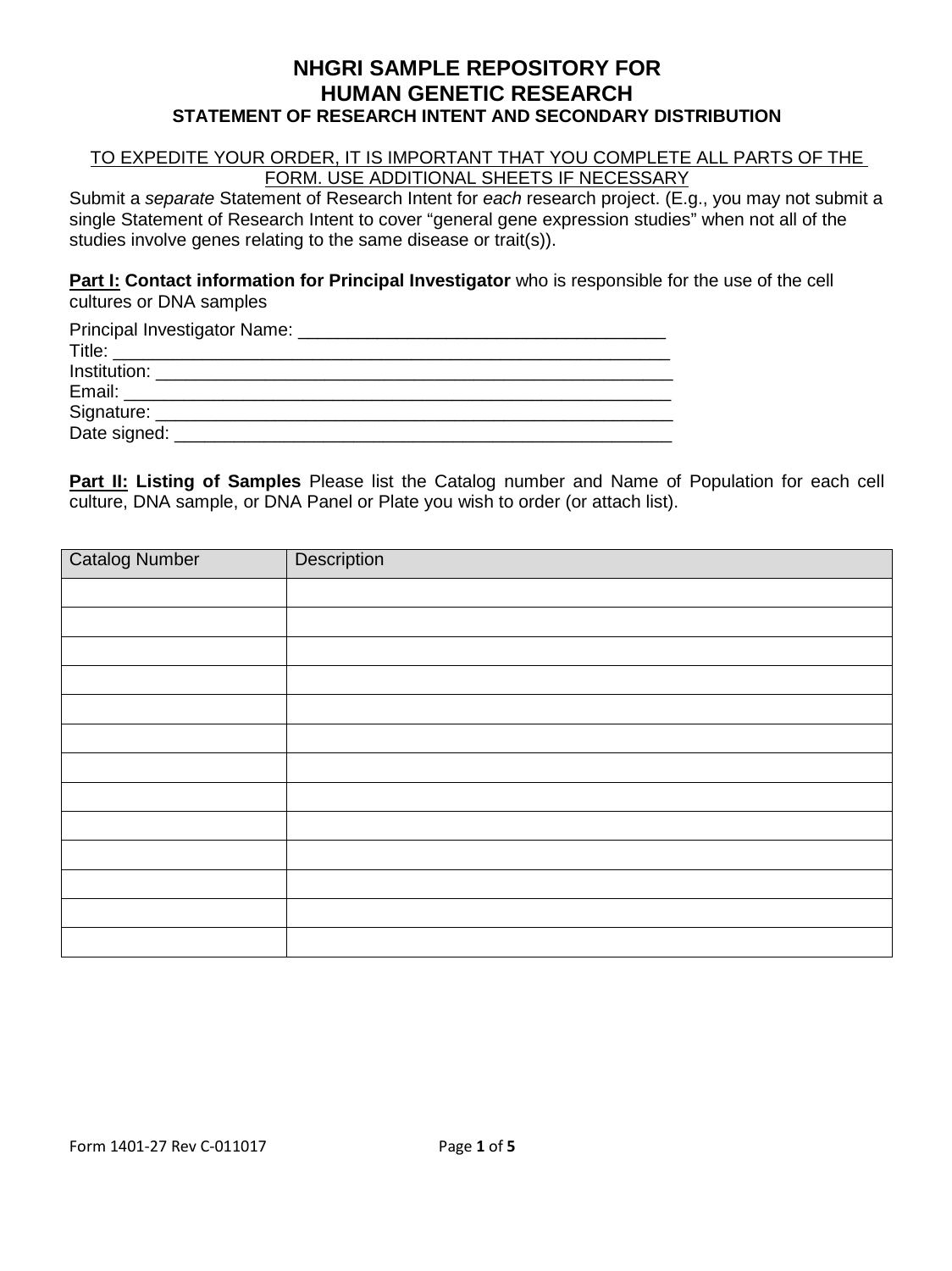# NHGRI SAMPLE REPOSITORY FOR HUMAN GENETIC RESEARCH

### STATEMENT OF RESEARCH INTENT AND SECONDARY DISTRIBUTION

TO EXPEDITE YOUR ORDER, IT IS IMPORTANT THAT YOU COMPLETE ALL PARTS OF THE FORM. USE ADDITIONAL SHEETS IF NECESSARY

Submit a *separate* Statement of Research Intent for *each* research project. (E.g., you may not submit a single Statement of Research Intent to cover "general gene expression studies" when not all of the studies involve genes relating to the same disease or trait(s)).

**Part I: Contact information for Principal Investigator** who is responsible for the use of the cell cultures or DNA samples

Principal Investigator Name: ______________________________________

Title: ____________________________________________________________

Institution: _______________________________________________________

Email: ___________________________________________________________

Signature: ________________________________________________________

Date signed: ______________________________________________________

**Part II: Listing of Samples** Please list the Catalog number and Name of Population for each cell culture, DNA sample, or DNA Panel or Plate you wish to order (or attach list).

| Catalog Number | Description |
|---|---|
| | |
| | |
| | |
| | |
| | |
| | |
| | |
| | |
| | |
| | |
| | |
| | |
| | |

Form 1401-27 Rev C-011017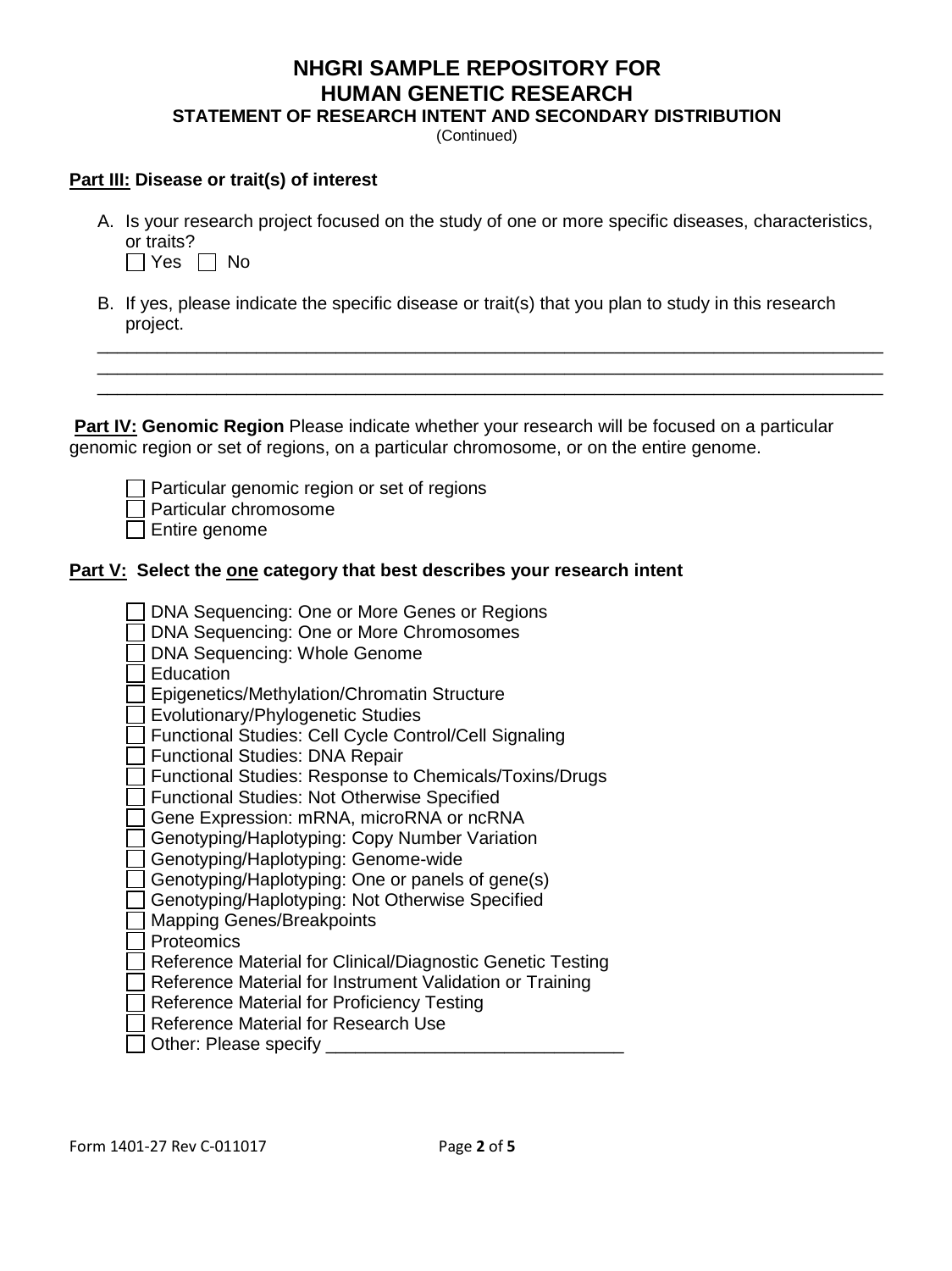# NHGRI SAMPLE REPOSITORY FOR HUMAN GENETIC RESEARCH

## STATEMENT OF RESEARCH INTENT AND SECONDARY DISTRIBUTION

(Continued)

**Part III: Disease or trait(s) of interest**

A. Is your research project focused on the study of one or more specific diseases, characteristics, or traits?

☐ Yes ☐ No

B. If yes, please indicate the specific disease or trait(s) that you plan to study in this research project.

_______________________________________________________________________________
_______________________________________________________________________________
_______________________________________________________________________________

**Part IV: Genomic Region** Please indicate whether your research will be focused on a particular genomic region or set of regions, on a particular chromosome, or on the entire genome.

☐ Particular genomic region or set of regions
☐ Particular chromosome
☐ Entire genome

**Part V: Select the one category that best describes your research intent**

☐ DNA Sequencing: One or More Genes or Regions
☐ DNA Sequencing: One or More Chromosomes
☐ DNA Sequencing: Whole Genome
☐ Education
☐ Epigenetics/Methylation/Chromatin Structure
☐ Evolutionary/Phylogenetic Studies
☐ Functional Studies: Cell Cycle Control/Cell Signaling
☐ Functional Studies: DNA Repair
☐ Functional Studies: Response to Chemicals/Toxins/Drugs
☐ Functional Studies: Not Otherwise Specified
☐ Gene Expression: mRNA, microRNA or ncRNA
☐ Genotyping/Haplotyping: Copy Number Variation
☐ Genotyping/Haplotyping: Genome-wide
☐ Genotyping/Haplotyping: One or panels of gene(s)
☐ Genotyping/Haplotyping: Not Otherwise Specified
☐ Mapping Genes/Breakpoints
☐ Proteomics
☐ Reference Material for Clinical/Diagnostic Genetic Testing
☐ Reference Material for Instrument Validation or Training
☐ Reference Material for Proficiency Testing
☐ Reference Material for Research Use
☐ Other: Please specify ______________________________

Form 1401-27 Rev C-011017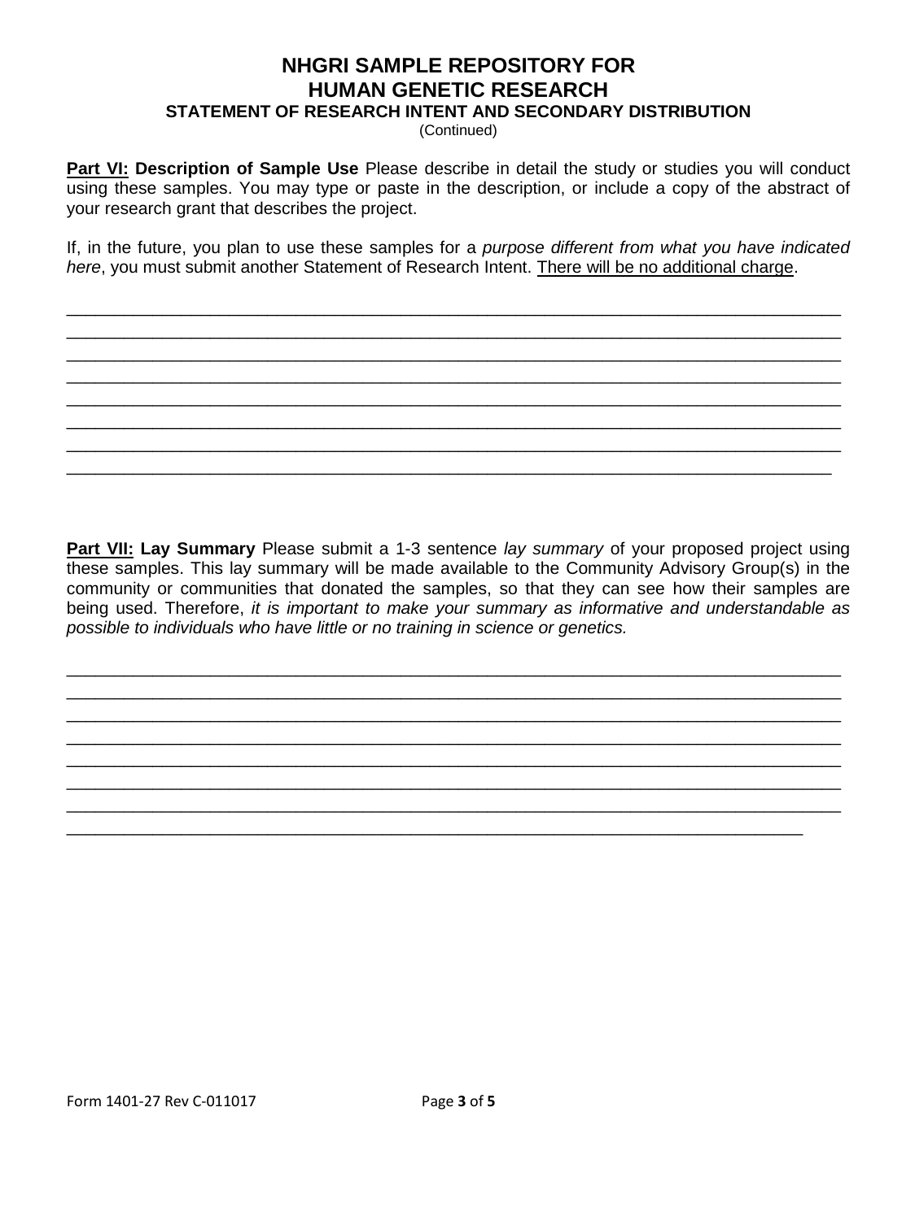# NHGRI SAMPLE REPOSITORY FOR HUMAN GENETIC RESEARCH

## STATEMENT OF RESEARCH INTENT AND SECONDARY DISTRIBUTION

(Continued)

**Part VI: Description of Sample Use** Please describe in detail the study or studies you will conduct using these samples. You may type or paste in the description, or include a copy of the abstract of your research grant that describes the project.

If, in the future, you plan to use these samples for a *purpose different from what you have indicated here*, you must submit another Statement of Research Intent. There will be no additional charge.

_______________________________________________________________________________
_______________________________________________________________________________
_______________________________________________________________________________
_______________________________________________________________________________
_______________________________________________________________________________
_______________________________________________________________________________
_______________________________________________________________________________
_______________________________________________________________________________

**Part VII: Lay Summary** Please submit a 1-3 sentence *lay summary* of your proposed project using these samples. This lay summary will be made available to the Community Advisory Group(s) in the community or communities that donated the samples, so that they can see how their samples are being used. Therefore, *it is important to make your summary as informative and understandable as possible to individuals who have little or no training in science or genetics.*

_______________________________________________________________________________
_______________________________________________________________________________
_______________________________________________________________________________
_______________________________________________________________________________
_______________________________________________________________________________
_______________________________________________________________________________
_______________________________________________________________________________
_______________________________________________________________________________

Form 1401-27 Rev C-011017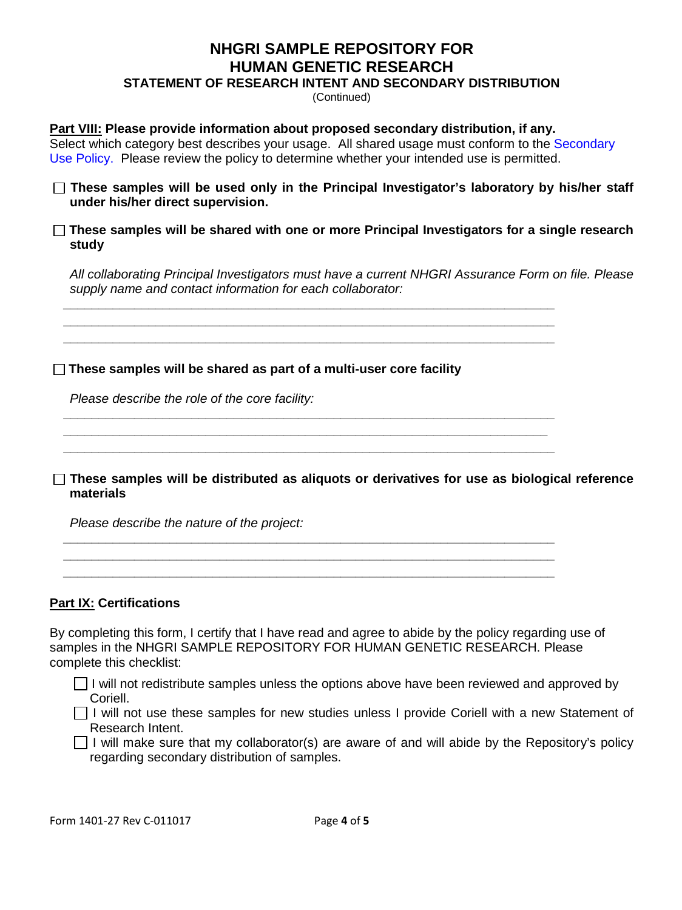# NHGRI SAMPLE REPOSITORY FOR HUMAN GENETIC RESEARCH

### STATEMENT OF RESEARCH INTENT AND SECONDARY DISTRIBUTION

(Continued)

**Part VIII: Please provide information about proposed secondary distribution, if any.**
Select which category best describes your usage. All shared usage must conform to the Secondary Use Policy. Please review the policy to determine whether your intended use is permitted.

☐ **These samples will be used only in the Principal Investigator's laboratory by his/her staff under his/her direct supervision.**

☐ **These samples will be shared with one or more Principal Investigators for a single research study**

*All collaborating Principal Investigators must have a current NHGRI Assurance Form on file. Please supply name and contact information for each collaborator:*

_______________________________________________________________________
_______________________________________________________________________
_______________________________________________________________________

☐ **These samples will be shared as part of a multi-user core facility**

*Please describe the role of the core facility:*

_______________________________________________________________________
_______________________________________________________________________
_______________________________________________________________________

☐ **These samples will be distributed as aliquots or derivatives for use as biological reference materials**

*Please describe the nature of the project:*

_______________________________________________________________________
_______________________________________________________________________
_______________________________________________________________________

**Part IX: Certifications**

By completing this form, I certify that I have read and agree to abide by the policy regarding use of samples in the NHGRI SAMPLE REPOSITORY FOR HUMAN GENETIC RESEARCH. Please complete this checklist:

☐ I will not redistribute samples unless the options above have been reviewed and approved by Coriell.

☐ I will not use these samples for new studies unless I provide Coriell with a new Statement of Research Intent.

☐ I will make sure that my collaborator(s) are aware of and will abide by the Repository's policy regarding secondary distribution of samples.

Form 1401-27 Rev C-011017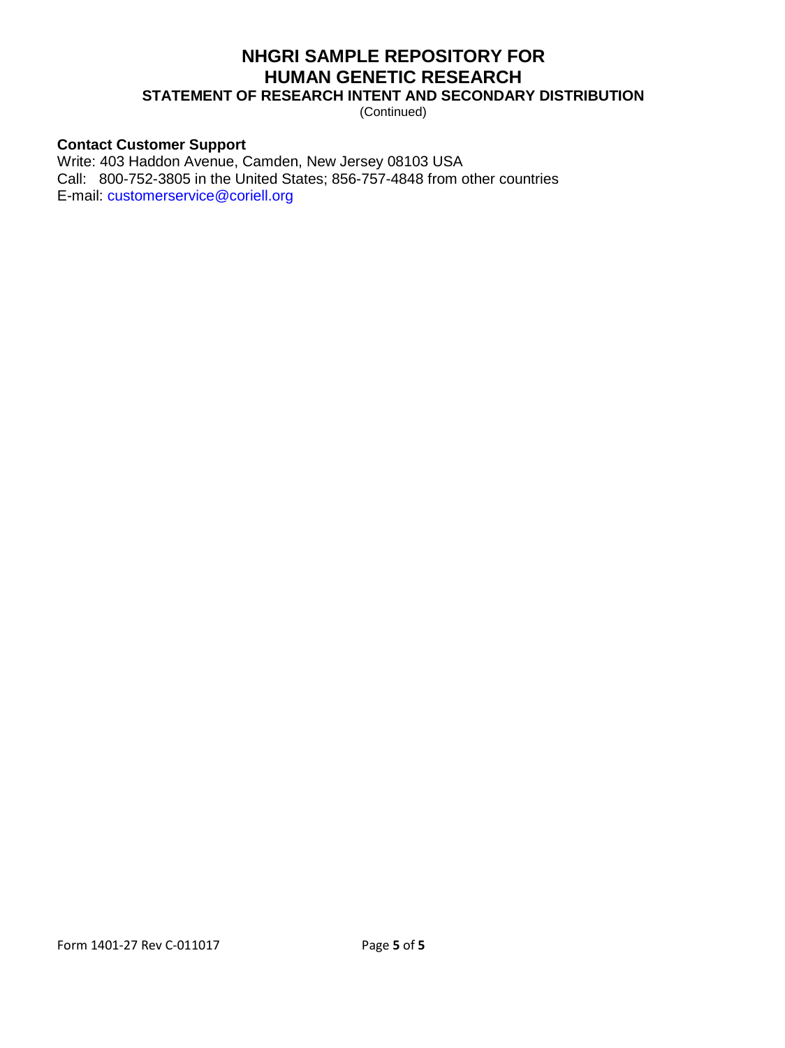# NHGRI SAMPLE REPOSITORY FOR HUMAN GENETIC RESEARCH

## STATEMENT OF RESEARCH INTENT AND SECONDARY DISTRIBUTION

(Continued)

**Contact Customer Support**

Write: 403 Haddon Avenue, Camden, New Jersey 08103 USA

Call: 800-752-3805 in the United States; 856-757-4848 from other countries

E-mail: customerservice@coriell.org